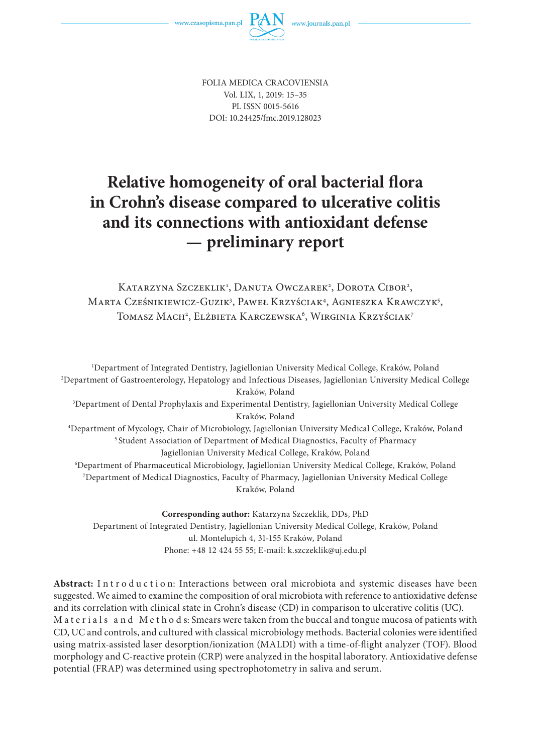FOLIA MEDICA CRACOVIENSIA
Vol. LIX, 1, 2019: 15–35
PL ISSN 0015-5616
DOI: 10.24425/fmc.2019.128023

# Relative homogeneity of oral bacterial flora in Crohn's disease compared to ulcerative colitis and its connections with antioxidant defense — preliminary report

Katarzyna Szczeklik[1], Danuta Owczarek[2], Dorota Cibor[2], Marta Cześnikiewicz-Guzik[3], Paweł Krzyściak[4], Agnieszka Krawczyk[5], Tomasz Mach[2], Elżbieta Karczewska[6], Wirginia Krzyściak[7]

[1]Department of Integrated Dentistry, Jagiellonian University Medical College, Kraków, Poland
[2]Department of Gastroenterology, Hepatology and Infectious Diseases, Jagiellonian University Medical College Kraków, Poland
[3]Department of Dental Prophylaxis and Experimental Dentistry, Jagiellonian University Medical College Kraków, Poland
[4]Department of Mycology, Chair of Microbiology, Jagiellonian University Medical College, Kraków, Poland
[5]Student Association of Department of Medical Diagnostics, Faculty of Pharmacy Jagiellonian University Medical College, Kraków, Poland
[6]Department of Pharmaceutical Microbiology, Jagiellonian University Medical College, Kraków, Poland
[7]Department of Medical Diagnostics, Faculty of Pharmacy, Jagiellonian University Medical College Kraków, Poland

**Corresponding author:** Katarzyna Szczeklik, DDs, PhD
Department of Integrated Dentistry, Jagiellonian University Medical College, Kraków, Poland
ul. Montelupich 4, 31-155 Kraków, Poland
Phone: +48 12 424 55 55; E-mail: k.szczeklik@uj.edu.pl

**Abstract:** Introduction: Interactions between oral microbiota and systemic diseases have been suggested. We aimed to examine the composition of oral microbiota with reference to antioxidative defense and its correlation with clinical state in Crohn's disease (CD) in comparison to ulcerative colitis (UC).
Materials and Methods: Smears were taken from the buccal and tongue mucosa of patients with CD, UC and controls, and cultured with classical microbiology methods. Bacterial colonies were identified using matrix-assisted laser desorption/ionization (MALDI) with a time-of-flight analyzer (TOF). Blood morphology and C-reactive protein (CRP) were analyzed in the hospital laboratory. Antioxidative defense potential (FRAP) was determined using spectrophotometry in saliva and serum.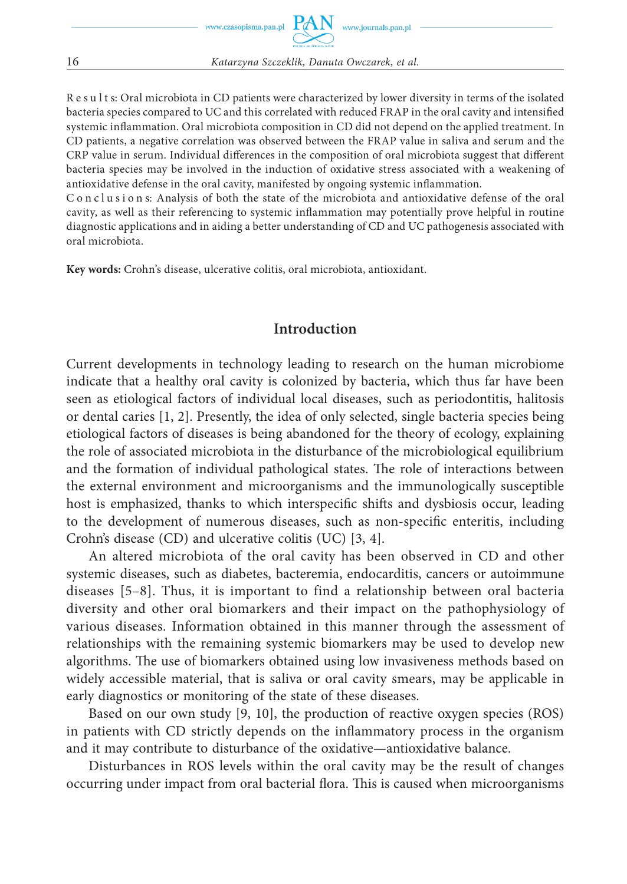**Results:** Oral microbiota in CD patients were characterized by lower diversity in terms of the isolated bacteria species compared to UC and this correlated with reduced FRAP in the oral cavity and intensified systemic inflammation. Oral microbiota composition in CD did not depend on the applied treatment. In CD patients, a negative correlation was observed between the FRAP value in saliva and serum and the CRP value in serum. Individual differences in the composition of oral microbiota suggest that different bacteria species may be involved in the induction of oxidative stress associated with a weakening of antioxidative defense in the oral cavity, manifested by ongoing systemic inflammation.

**Conclusions:** Analysis of both the state of the microbiota and antioxidative defense of the oral cavity, as well as their referencing to systemic inflammation may potentially prove helpful in routine diagnostic applications and in aiding a better understanding of CD and UC pathogenesis associated with oral microbiota.

**Key words:** Crohn's disease, ulcerative colitis, oral microbiota, antioxidant.

## Introduction

Current developments in technology leading to research on the human microbiome indicate that a healthy oral cavity is colonized by bacteria, which thus far have been seen as etiological factors of individual local diseases, such as periodontitis, halitosis or dental caries [1, 2]. Presently, the idea of only selected, single bacteria species being etiological factors of diseases is being abandoned for the theory of ecology, explaining the role of associated microbiota in the disturbance of the microbiological equilibrium and the formation of individual pathological states. The role of interactions between the external environment and microorganisms and the immunologically susceptible host is emphasized, thanks to which interspecific shifts and dysbiosis occur, leading to the development of numerous diseases, such as non-specific enteritis, including Crohn's disease (CD) and ulcerative colitis (UC) [3, 4].

An altered microbiota of the oral cavity has been observed in CD and other systemic diseases, such as diabetes, bacteremia, endocarditis, cancers or autoimmune diseases [5–8]. Thus, it is important to find a relationship between oral bacteria diversity and other oral biomarkers and their impact on the pathophysiology of various diseases. Information obtained in this manner through the assessment of relationships with the remaining systemic biomarkers may be used to develop new algorithms. The use of biomarkers obtained using low invasiveness methods based on widely accessible material, that is saliva or oral cavity smears, may be applicable in early diagnostics or monitoring of the state of these diseases.

Based on our own study [9, 10], the production of reactive oxygen species (ROS) in patients with CD strictly depends on the inflammatory process in the organism and it may contribute to disturbance of the oxidative—antioxidative balance.

Disturbances in ROS levels within the oral cavity may be the result of changes occurring under impact from oral bacterial flora. This is caused when microorganisms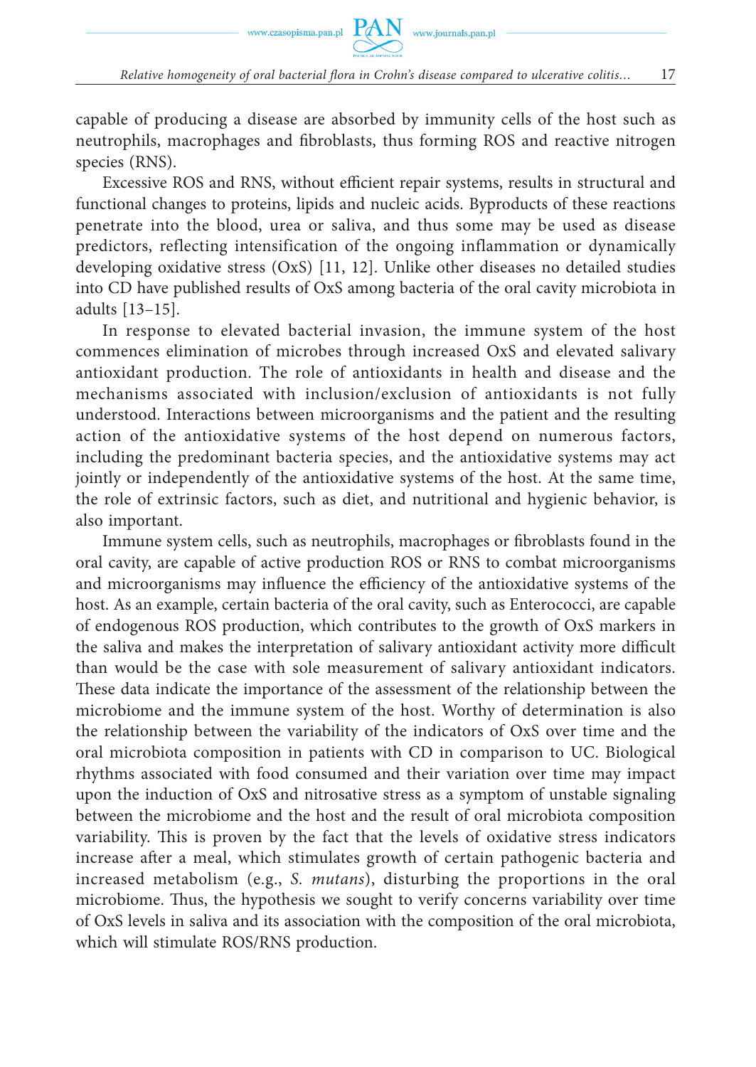capable of producing a disease are absorbed by immunity cells of the host such as neutrophils, macrophages and fibroblasts, thus forming ROS and reactive nitrogen species (RNS).

Excessive ROS and RNS, without efficient repair systems, results in structural and functional changes to proteins, lipids and nucleic acids. Byproducts of these reactions penetrate into the blood, urea or saliva, and thus some may be used as disease predictors, reflecting intensification of the ongoing inflammation or dynamically developing oxidative stress (OxS) [11, 12]. Unlike other diseases no detailed studies into CD have published results of OxS among bacteria of the oral cavity microbiota in adults [13–15].

In response to elevated bacterial invasion, the immune system of the host commences elimination of microbes through increased OxS and elevated salivary antioxidant production. The role of antioxidants in health and disease and the mechanisms associated with inclusion/exclusion of antioxidants is not fully understood. Interactions between microorganisms and the patient and the resulting action of the antioxidative systems of the host depend on numerous factors, including the predominant bacteria species, and the antioxidative systems may act jointly or independently of the antioxidative systems of the host. At the same time, the role of extrinsic factors, such as diet, and nutritional and hygienic behavior, is also important.

Immune system cells, such as neutrophils, macrophages or fibroblasts found in the oral cavity, are capable of active production ROS or RNS to combat microorganisms and microorganisms may influence the efficiency of the antioxidative systems of the host. As an example, certain bacteria of the oral cavity, such as Enterococci, are capable of endogenous ROS production, which contributes to the growth of OxS markers in the saliva and makes the interpretation of salivary antioxidant activity more difficult than would be the case with sole measurement of salivary antioxidant indicators. These data indicate the importance of the assessment of the relationship between the microbiome and the immune system of the host. Worthy of determination is also the relationship between the variability of the indicators of OxS over time and the oral microbiota composition in patients with CD in comparison to UC. Biological rhythms associated with food consumed and their variation over time may impact upon the induction of OxS and nitrosative stress as a symptom of unstable signaling between the microbiome and the host and the result of oral microbiota composition variability. This is proven by the fact that the levels of oxidative stress indicators increase after a meal, which stimulates growth of certain pathogenic bacteria and increased metabolism (e.g., *S. mutans*), disturbing the proportions in the oral microbiome. Thus, the hypothesis we sought to verify concerns variability over time of OxS levels in saliva and its association with the composition of the oral microbiota, which will stimulate ROS/RNS production.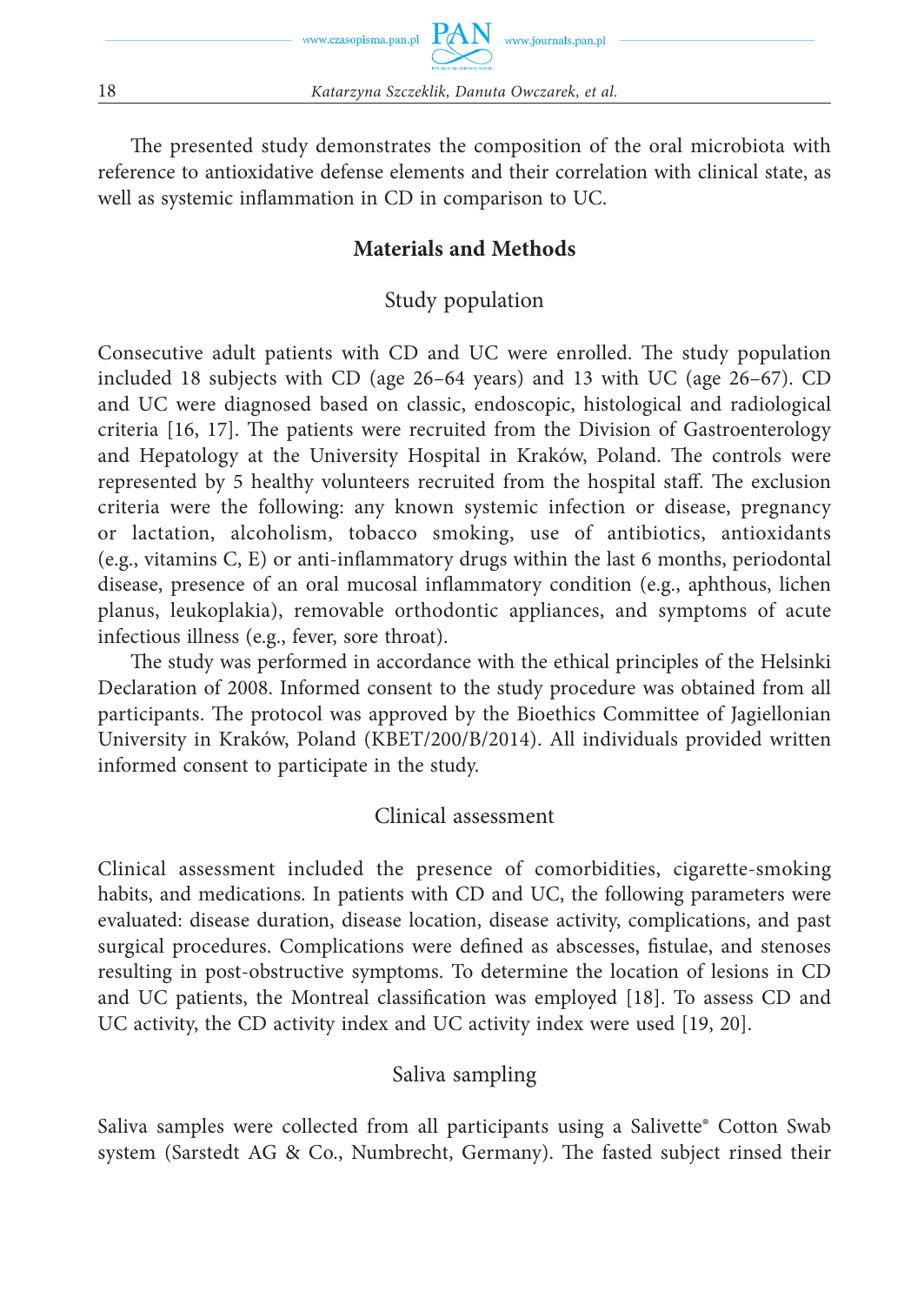The presented study demonstrates the composition of the oral microbiota with reference to antioxidative defense elements and their correlation with clinical state, as well as systemic inflammation in CD in comparison to UC.

## Materials and Methods

### Study population

Consecutive adult patients with CD and UC were enrolled. The study population included 18 subjects with CD (age 26–64 years) and 13 with UC (age 26–67). CD and UC were diagnosed based on classic, endoscopic, histological and radiological criteria [16, 17]. The patients were recruited from the Division of Gastroenterology and Hepatology at the University Hospital in Kraków, Poland. The controls were represented by 5 healthy volunteers recruited from the hospital staff. The exclusion criteria were the following: any known systemic infection or disease, pregnancy or lactation, alcoholism, tobacco smoking, use of antibiotics, antioxidants (e.g., vitamins C, E) or anti-inflammatory drugs within the last 6 months, periodontal disease, presence of an oral mucosal inflammatory condition (e.g., aphthous, lichen planus, leukoplakia), removable orthodontic appliances, and symptoms of acute infectious illness (e.g., fever, sore throat).

The study was performed in accordance with the ethical principles of the Helsinki Declaration of 2008. Informed consent to the study procedure was obtained from all participants. The protocol was approved by the Bioethics Committee of Jagiellonian University in Kraków, Poland (KBET/200/B/2014). All individuals provided written informed consent to participate in the study.

### Clinical assessment

Clinical assessment included the presence of comorbidities, cigarette-smoking habits, and medications. In patients with CD and UC, the following parameters were evaluated: disease duration, disease location, disease activity, complications, and past surgical procedures. Complications were defined as abscesses, fistulae, and stenoses resulting in post-obstructive symptoms. To determine the location of lesions in CD and UC patients, the Montreal classification was employed [18]. To assess CD and UC activity, the CD activity index and UC activity index were used [19, 20].

### Saliva sampling

Saliva samples were collected from all participants using a Salivette® Cotton Swab system (Sarstedt AG & Co., Numbrecht, Germany). The fasted subject rinsed their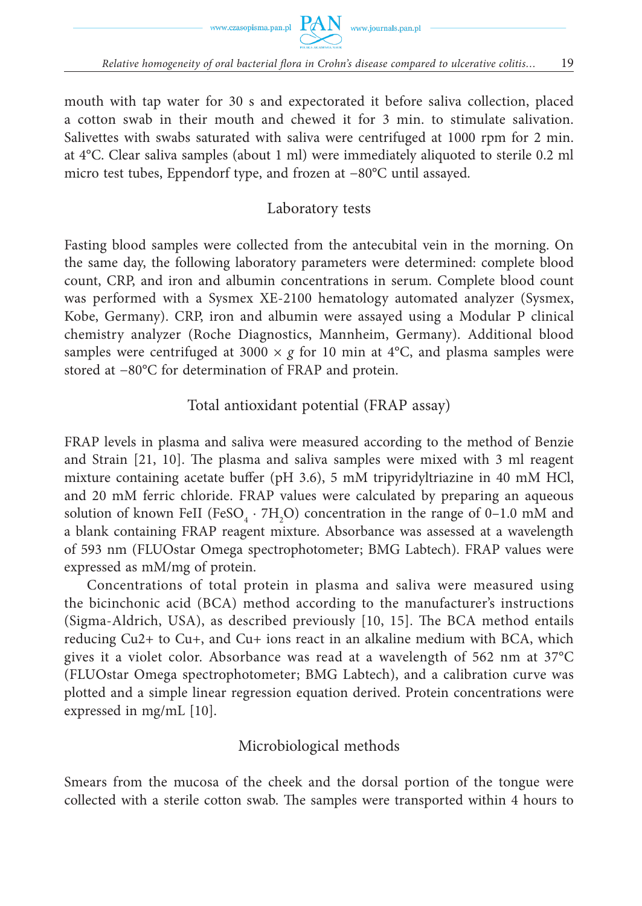mouth with tap water for 30 s and expectorated it before saliva collection, placed a cotton swab in their mouth and chewed it for 3 min. to stimulate salivation. Salivettes with swabs saturated with saliva were centrifuged at 1000 rpm for 2 min. at 4°C. Clear saliva samples (about 1 ml) were immediately aliquoted to sterile 0.2 ml micro test tubes, Eppendorf type, and frozen at −80°C until assayed.

## Laboratory tests

Fasting blood samples were collected from the antecubital vein in the morning. On the same day, the following laboratory parameters were determined: complete blood count, CRP, and iron and albumin concentrations in serum. Complete blood count was performed with a Sysmex XE-2100 hematology automated analyzer (Sysmex, Kobe, Germany). CRP, iron and albumin were assayed using a Modular P clinical chemistry analyzer (Roche Diagnostics, Mannheim, Germany). Additional blood samples were centrifuged at 3000 × *g* for 10 min at 4°C, and plasma samples were stored at −80°C for determination of FRAP and protein.

## Total antioxidant potential (FRAP assay)

FRAP levels in plasma and saliva were measured according to the method of Benzie and Strain [21, 10]. The plasma and saliva samples were mixed with 3 ml reagent mixture containing acetate buffer (pH 3.6), 5 mM tripyridyltriazine in 40 mM HCl, and 20 mM ferric chloride. FRAP values were calculated by preparing an aqueous solution of known FeII ($FeSO_4 \cdot 7H_2O$) concentration in the range of 0–1.0 mM and a blank containing FRAP reagent mixture. Absorbance was assessed at a wavelength of 593 nm (FLUOstar Omega spectrophotometer; BMG Labtech). FRAP values were expressed as mM/mg of protein.

Concentrations of total protein in plasma and saliva were measured using the bicinchonic acid (BCA) method according to the manufacturer's instructions (Sigma-Aldrich, USA), as described previously [10, 15]. The BCA method entails reducing Cu2+ to Cu+, and Cu+ ions react in an alkaline medium with BCA, which gives it a violet color. Absorbance was read at a wavelength of 562 nm at 37°C (FLUOstar Omega spectrophotometer; BMG Labtech), and a calibration curve was plotted and a simple linear regression equation derived. Protein concentrations were expressed in mg/mL [10].

## Microbiological methods

Smears from the mucosa of the cheek and the dorsal portion of the tongue were collected with a sterile cotton swab. The samples were transported within 4 hours to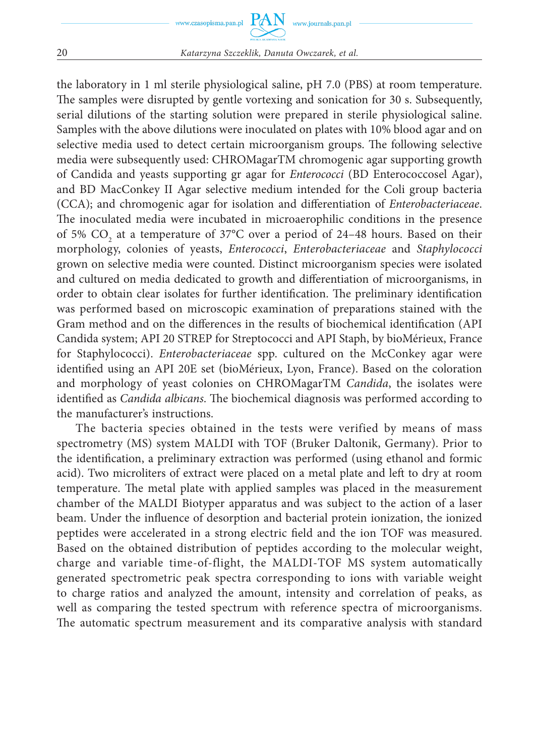the laboratory in 1 ml sterile physiological saline, pH 7.0 (PBS) at room temperature. The samples were disrupted by gentle vortexing and sonication for 30 s. Subsequently, serial dilutions of the starting solution were prepared in sterile physiological saline. Samples with the above dilutions were inoculated on plates with 10% blood agar and on selective media used to detect certain microorganism groups. The following selective media were subsequently used: CHROMagarTM chromogenic agar supporting growth of Candida and yeasts supporting gr agar for *Enterococci* (BD Enterococcosel Agar), and BD MacConkey II Agar selective medium intended for the Coli group bacteria (CCA); and chromogenic agar for isolation and differentiation of *Enterobacteriaceae*. The inoculated media were incubated in microaerophilic conditions in the presence of 5% $CO_2$ at a temperature of 37°C over a period of 24–48 hours. Based on their morphology, colonies of yeasts, *Enterococci*, *Enterobacteriaceae* and *Staphylococci* grown on selective media were counted. Distinct microorganism species were isolated and cultured on media dedicated to growth and differentiation of microorganisms, in order to obtain clear isolates for further identification. The preliminary identification was performed based on microscopic examination of preparations stained with the Gram method and on the differences in the results of biochemical identification (API Candida system; API 20 STREP for Streptococci and API Staph, by bioMérieux, France for Staphylococci). *Enterobacteriaceae* spp. cultured on the McConkey agar were identified using an API 20E set (bioMérieux, Lyon, France). Based on the coloration and morphology of yeast colonies on CHROMagarTM *Candida*, the isolates were identified as *Candida albicans*. The biochemical diagnosis was performed according to the manufacturer's instructions.

The bacteria species obtained in the tests were verified by means of mass spectrometry (MS) system MALDI with TOF (Bruker Daltonik, Germany). Prior to the identification, a preliminary extraction was performed (using ethanol and formic acid). Two microliters of extract were placed on a metal plate and left to dry at room temperature. The metal plate with applied samples was placed in the measurement chamber of the MALDI Biotyper apparatus and was subject to the action of a laser beam. Under the influence of desorption and bacterial protein ionization, the ionized peptides were accelerated in a strong electric field and the ion TOF was measured. Based on the obtained distribution of peptides according to the molecular weight, charge and variable time-of-flight, the MALDI-TOF MS system automatically generated spectrometric peak spectra corresponding to ions with variable weight to charge ratios and analyzed the amount, intensity and correlation of peaks, as well as comparing the tested spectrum with reference spectra of microorganisms. The automatic spectrum measurement and its comparative analysis with standard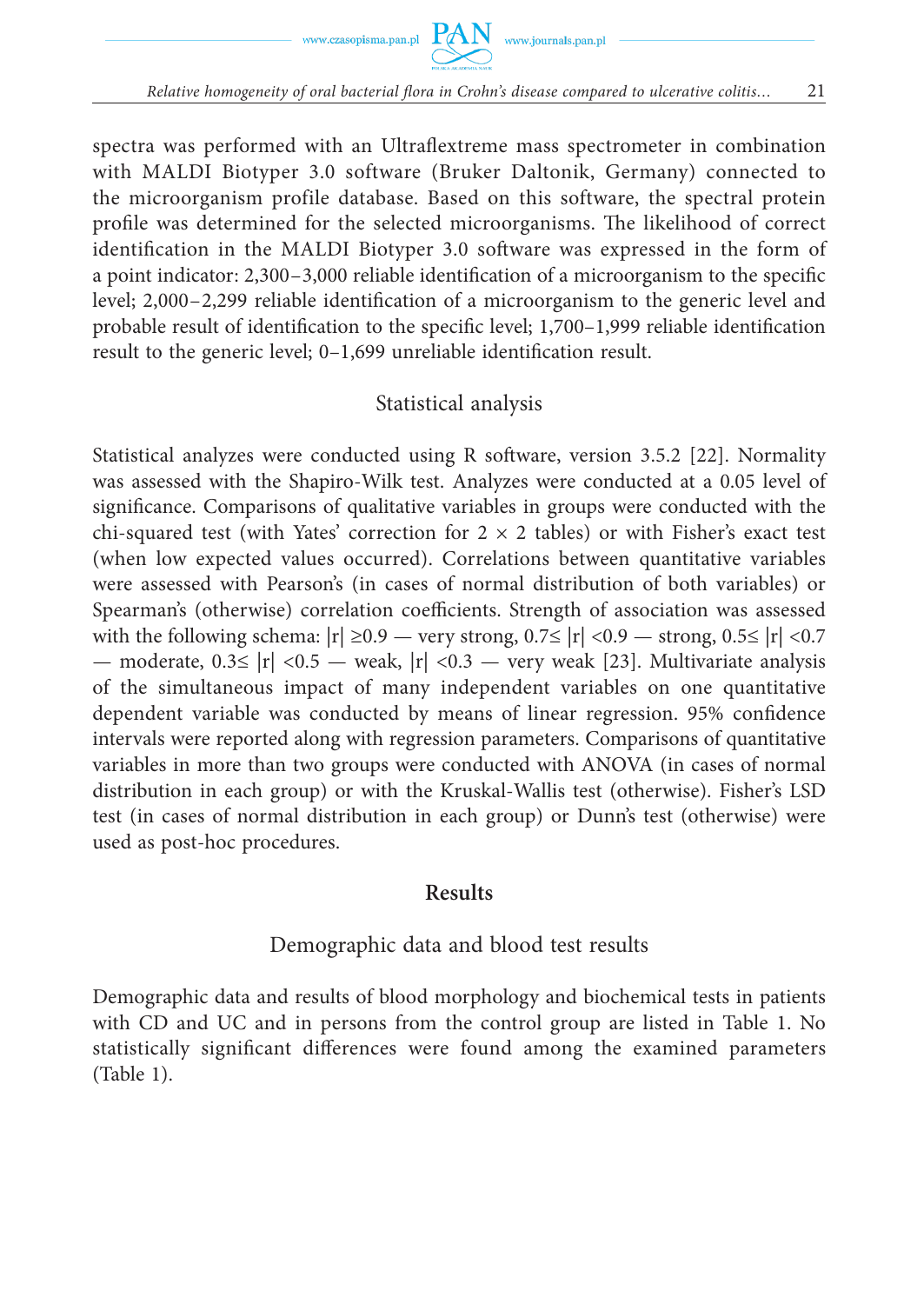spectra was performed with an Ultraflextreme mass spectrometer in combination with MALDI Biotyper 3.0 software (Bruker Daltonik, Germany) connected to the microorganism profile database. Based on this software, the spectral protein profile was determined for the selected microorganisms. The likelihood of correct identification in the MALDI Biotyper 3.0 software was expressed in the form of a point indicator: 2,300–3,000 reliable identification of a microorganism to the specific level; 2,000–2,299 reliable identification of a microorganism to the generic level and probable result of identification to the specific level; 1,700–1,999 reliable identification result to the generic level; 0–1,699 unreliable identification result.

### Statistical analysis

Statistical analyzes were conducted using R software, version 3.5.2 [22]. Normality was assessed with the Shapiro-Wilk test. Analyzes were conducted at a 0.05 level of significance. Comparisons of qualitative variables in groups were conducted with the chi-squared test (with Yates' correction for $2 \times 2$ tables) or with Fisher's exact test (when low expected values occurred). Correlations between quantitative variables were assessed with Pearson's (in cases of normal distribution of both variables) or Spearman's (otherwise) correlation coefficients. Strength of association was assessed with the following schema: $|r| \geq 0.9$ — very strong, $0.7 \leq |r| < 0.9$ — strong, $0.5 \leq |r| < 0.7$ — moderate, $0.3 \leq |r| < 0.5$ — weak, $|r| < 0.3$ — very weak [23]. Multivariate analysis of the simultaneous impact of many independent variables on one quantitative dependent variable was conducted by means of linear regression. 95% confidence intervals were reported along with regression parameters. Comparisons of quantitative variables in more than two groups were conducted with ANOVA (in cases of normal distribution in each group) or with the Kruskal-Wallis test (otherwise). Fisher's LSD test (in cases of normal distribution in each group) or Dunn's test (otherwise) were used as post-hoc procedures.

## Results

### Demographic data and blood test results

Demographic data and results of blood morphology and biochemical tests in patients with CD and UC and in persons from the control group are listed in Table 1. No statistically significant differences were found among the examined parameters (Table 1).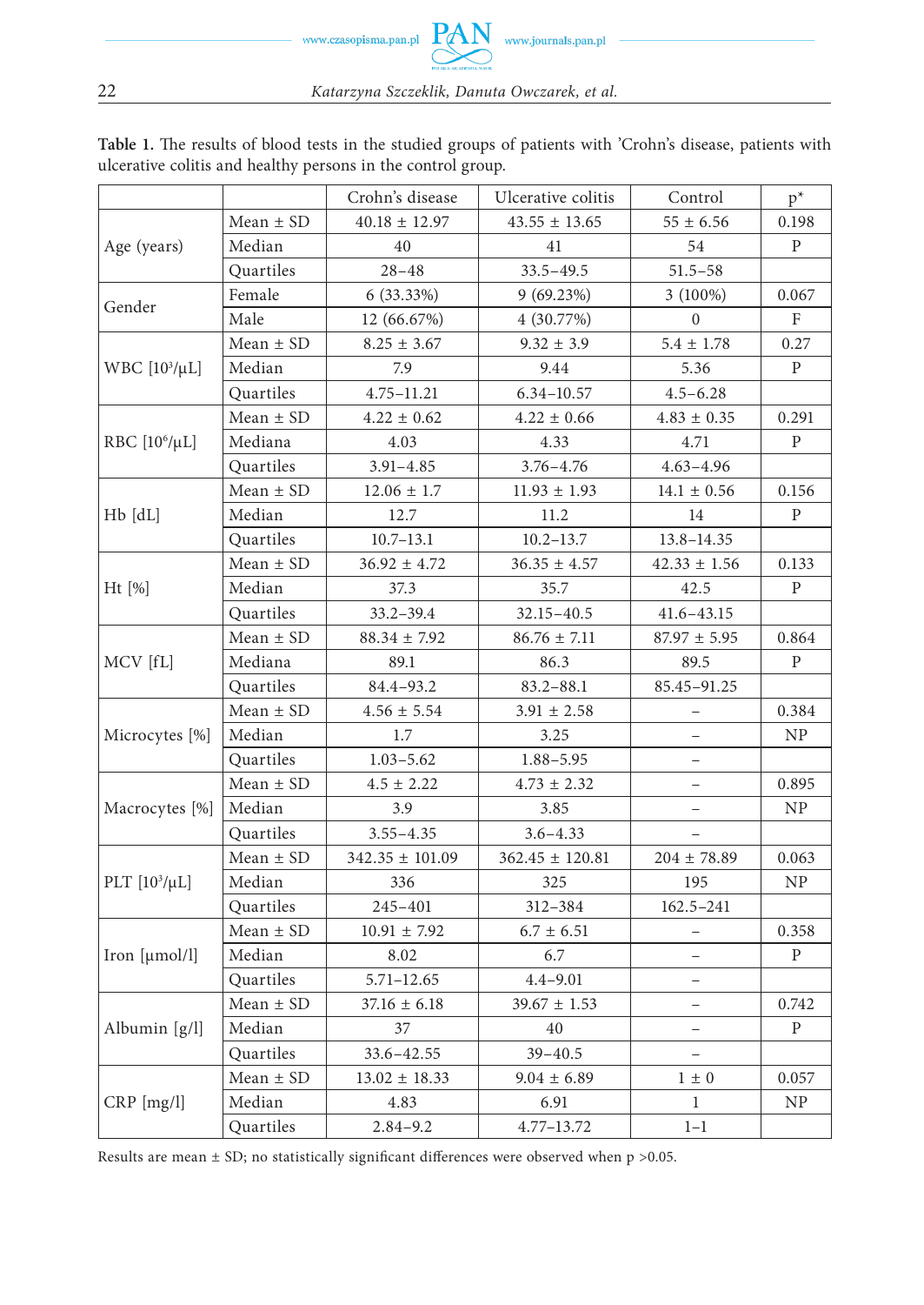**Table 1.** The results of blood tests in the studied groups of patients with 'Crohn's disease, patients with ulcerative colitis and healthy persons in the control group.

| | | Crohn's disease | Ulcerative colitis | Control | p* |
|---|---|---|---|---|---|
| Age (years) | Mean ± SD | 40.18 ± 12.97 | 43.55 ± 13.65 | 55 ± 6.56 | 0.198 |
| | Median | 40 | 41 | 54 | P |
| | Quartiles | 28–48 | 33.5–49.5 | 51.5–58 | |
| Gender | Female | 6 (33.33%) | 9 (69.23%) | 3 (100%) | 0.067 |
| | Male | 12 (66.67%) | 4 (30.77%) | 0 | F |
| WBC [$10^3$/μL] | Mean ± SD | 8.25 ± 3.67 | 9.32 ± 3.9 | 5.4 ± 1.78 | 0.27 |
| | Median | 7.9 | 9.44 | 5.36 | P |
| | Quartiles | 4.75–11.21 | 6.34–10.57 | 4.5–6.28 | |
| RBC [$10^6$/μL] | Mean ± SD | 4.22 ± 0.62 | 4.22 ± 0.66 | 4.83 ± 0.35 | 0.291 |
| | Mediana | 4.03 | 4.33 | 4.71 | P |
| | Quartiles | 3.91–4.85 | 3.76–4.76 | 4.63–4.96 | |
| Hb [dL] | Mean ± SD | 12.06 ± 1.7 | 11.93 ± 1.93 | 14.1 ± 0.56 | 0.156 |
| | Median | 12.7 | 11.2 | 14 | P |
| | Quartiles | 10.7–13.1 | 10.2–13.7 | 13.8–14.35 | |
| Ht [%] | Mean ± SD | 36.92 ± 4.72 | 36.35 ± 4.57 | 42.33 ± 1.56 | 0.133 |
| | Median | 37.3 | 35.7 | 42.5 | P |
| | Quartiles | 33.2–39.4 | 32.15–40.5 | 41.6–43.15 | |
| MCV [fL] | Mean ± SD | 88.34 ± 7.92 | 86.76 ± 7.11 | 87.97 ± 5.95 | 0.864 |
| | Mediana | 89.1 | 86.3 | 89.5 | P |
| | Quartiles | 84.4–93.2 | 83.2–88.1 | 85.45–91.25 | |
| Microcytes [%] | Mean ± SD | 4.56 ± 5.54 | 3.91 ± 2.58 | – | 0.384 |
| | Median | 1.7 | 3.25 | – | NP |
| | Quartiles | 1.03–5.62 | 1.88–5.95 | – | |
| Macrocytes [%] | Mean ± SD | 4.5 ± 2.22 | 4.73 ± 2.32 | – | 0.895 |
| | Median | 3.9 | 3.85 | – | NP |
| | Quartiles | 3.55–4.35 | 3.6–4.33 | – | |
| PLT [$10^3$/μL] | Mean ± SD | 342.35 ± 101.09 | 362.45 ± 120.81 | 204 ± 78.89 | 0.063 |
| | Median | 336 | 325 | 195 | NP |
| | Quartiles | 245–401 | 312–384 | 162.5–241 | |
| Iron [μmol/l] | Mean ± SD | 10.91 ± 7.92 | 6.7 ± 6.51 | – | 0.358 |
| | Median | 8.02 | 6.7 | – | P |
| | Quartiles | 5.71–12.65 | 4.4–9.01 | – | |
| Albumin [g/l] | Mean ± SD | 37.16 ± 6.18 | 39.67 ± 1.53 | – | 0.742 |
| | Median | 37 | 40 | – | P |
| | Quartiles | 33.6–42.55 | 39–40.5 | – | |
| CRP [mg/l] | Mean ± SD | 13.02 ± 18.33 | 9.04 ± 6.89 | 1 ± 0 | 0.057 |
| | Median | 4.83 | 6.91 | 1 | NP |
| | Quartiles | 2.84–9.2 | 4.77–13.72 | 1–1 | |

Results are mean ± SD; no statistically significant differences were observed when $p > 0.05$.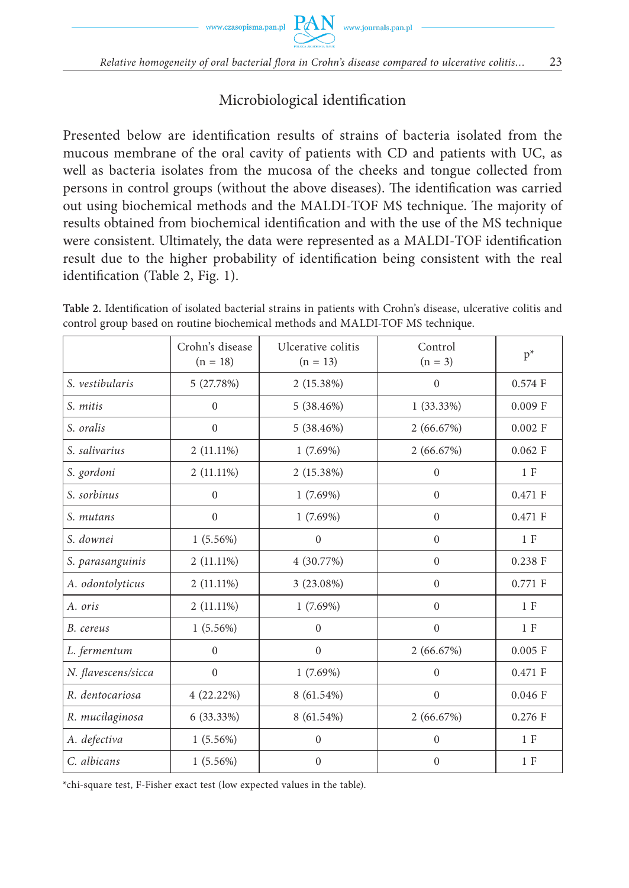## Microbiological identification

Presented below are identification results of strains of bacteria isolated from the mucous membrane of the oral cavity of patients with CD and patients with UC, as well as bacteria isolates from the mucosa of the cheeks and tongue collected from persons in control groups (without the above diseases). The identification was carried out using biochemical methods and the MALDI-TOF MS technique. The majority of results obtained from biochemical identification and with the use of the MS technique were consistent. Ultimately, the data were represented as a MALDI-TOF identification result due to the higher probability of identification being consistent with the real identification (Table 2, Fig. 1).

**Table 2.** Identification of isolated bacterial strains in patients with Crohn's disease, ulcerative colitis and control group based on routine biochemical methods and MALDI-TOF MS technique.

| | Crohn's disease (n = 18) | Ulcerative colitis (n = 13) | Control (n = 3) | p* |
|---|---|---|---|---|
| *S. vestibularis* | 5 (27.78%) | 2 (15.38%) | 0 | 0.574 F |
| *S. mitis* | 0 | 5 (38.46%) | 1 (33.33%) | 0.009 F |
| *S. oralis* | 0 | 5 (38.46%) | 2 (66.67%) | 0.002 F |
| *S. salivarius* | 2 (11.11%) | 1 (7.69%) | 2 (66.67%) | 0.062 F |
| *S. gordoni* | 2 (11.11%) | 2 (15.38%) | 0 | 1 F |
| *S. sorbinus* | 0 | 1 (7.69%) | 0 | 0.471 F |
| *S. mutans* | 0 | 1 (7.69%) | 0 | 0.471 F |
| *S. downei* | 1 (5.56%) | 0 | 0 | 1 F |
| *S. parasanguinis* | 2 (11.11%) | 4 (30.77%) | 0 | 0.238 F |
| *A. odontolyticus* | 2 (11.11%) | 3 (23.08%) | 0 | 0.771 F |
| *A. oris* | 2 (11.11%) | 1 (7.69%) | 0 | 1 F |
| *B. cereus* | 1 (5.56%) | 0 | 0 | 1 F |
| *L. fermentum* | 0 | 0 | 2 (66.67%) | 0.005 F |
| *N. flavescens/sicca* | 0 | 1 (7.69%) | 0 | 0.471 F |
| *R. dentocariosa* | 4 (22.22%) | 8 (61.54%) | 0 | 0.046 F |
| *R. mucilaginosa* | 6 (33.33%) | 8 (61.54%) | 2 (66.67%) | 0.276 F |
| *A. defectiva* | 1 (5.56%) | 0 | 0 | 1 F |
| *C. albicans* | 1 (5.56%) | 0 | 0 | 1 F |

*chi-square test, F-Fisher exact test (low expected values in the table).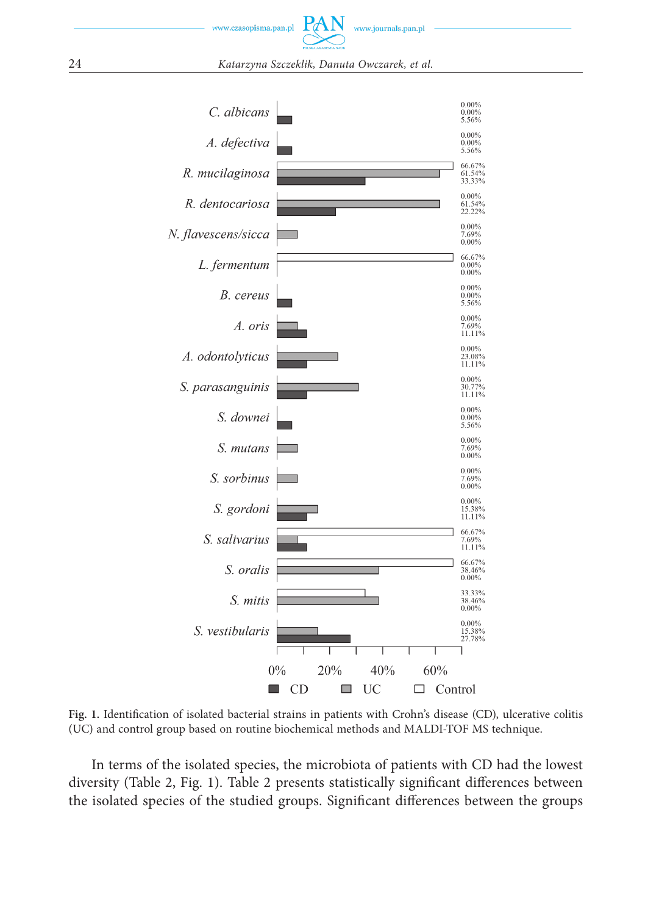**Fig. 1.** Identification of isolated bacterial strains in patients with Crohn's disease (CD), ulcerative colitis (UC) and control group based on routine biochemical methods and MALDI-TOF MS technique.

In terms of the isolated species, the microbiota of patients with CD had the lowest diversity (Table 2, Fig. 1). Table 2 presents statistically significant differences between the isolated species of the studied groups. Significant differences between the groups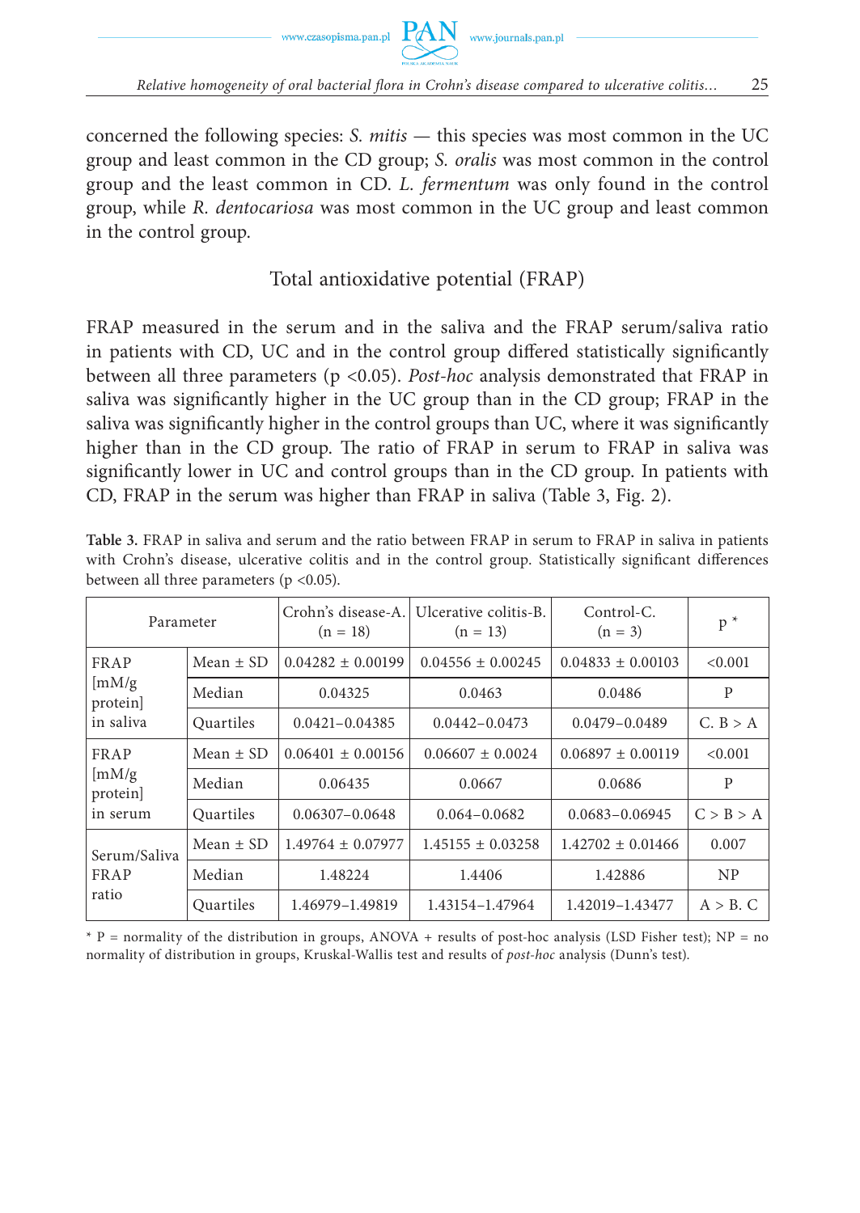concerned the following species: *S. mitis* — this species was most common in the UC group and least common in the CD group; *S. oralis* was most common in the control group and the least common in CD. *L. fermentum* was only found in the control group, while *R. dentocariosa* was most common in the UC group and least common in the control group.

## Total antioxidative potential (FRAP)

FRAP measured in the serum and in the saliva and the FRAP serum/saliva ratio in patients with CD, UC and in the control group differed statistically significantly between all three parameters (p <0.05). *Post-hoc* analysis demonstrated that FRAP in saliva was significantly higher in the UC group than in the CD group; FRAP in the saliva was significantly higher in the control groups than UC, where it was significantly higher than in the CD group. The ratio of FRAP in serum to FRAP in saliva was significantly lower in UC and control groups than in the CD group. In patients with CD, FRAP in the serum was higher than FRAP in saliva (Table 3, Fig. 2).

**Table 3.** FRAP in saliva and serum and the ratio between FRAP in serum to FRAP in saliva in patients with Crohn's disease, ulcerative colitis and in the control group. Statistically significant differences between all three parameters (p <0.05).

| Parameter | | Crohn's disease-A. (n = 18) | Ulcerative colitis-B. (n = 13) | Control-C. (n = 3) | p * |
|---|---|---|---|---|---|
| FRAP [mM/g protein] in saliva | Mean ± SD | 0.04282 ± 0.00199 | 0.04556 ± 0.00245 | 0.04833 ± 0.00103 | <0.001 |
| | Median | 0.04325 | 0.0463 | 0.0486 | P |
| | Quartiles | 0.0421–0.04385 | 0.0442–0.0473 | 0.0479–0.0489 | C. B > A |
| FRAP [mM/g protein] in serum | Mean ± SD | 0.06401 ± 0.00156 | 0.06607 ± 0.0024 | 0.06897 ± 0.00119 | <0.001 |
| | Median | 0.06435 | 0.0667 | 0.0686 | P |
| | Quartiles | 0.06307–0.0648 | 0.064–0.0682 | 0.0683–0.06945 | C > B > A |
| Serum/Saliva FRAP ratio | Mean ± SD | 1.49764 ± 0.07977 | 1.45155 ± 0.03258 | 1.42702 ± 0.01466 | 0.007 |
| | Median | 1.48224 | 1.4406 | 1.42886 | NP |
| | Quartiles | 1.46979–1.49819 | 1.43154–1.47964 | 1.42019–1.43477 | A > B. C |

\* P = normality of the distribution in groups, ANOVA + results of post-hoc analysis (LSD Fisher test); NP = no normality of distribution in groups, Kruskal-Wallis test and results of *post-hoc* analysis (Dunn's test).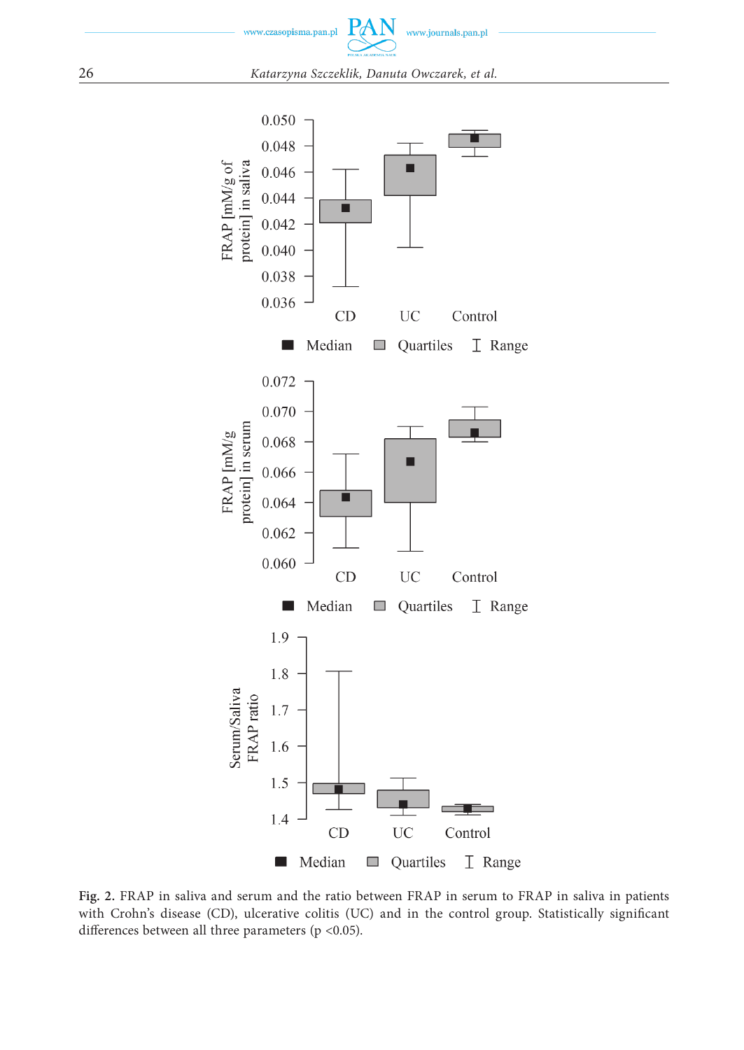**Fig. 2.** FRAP in saliva and serum and the ratio between FRAP in serum to FRAP in saliva in patients with Crohn's disease (CD), ulcerative colitis (UC) and in the control group. Statistically significant differences between all three parameters ($p < 0.05$).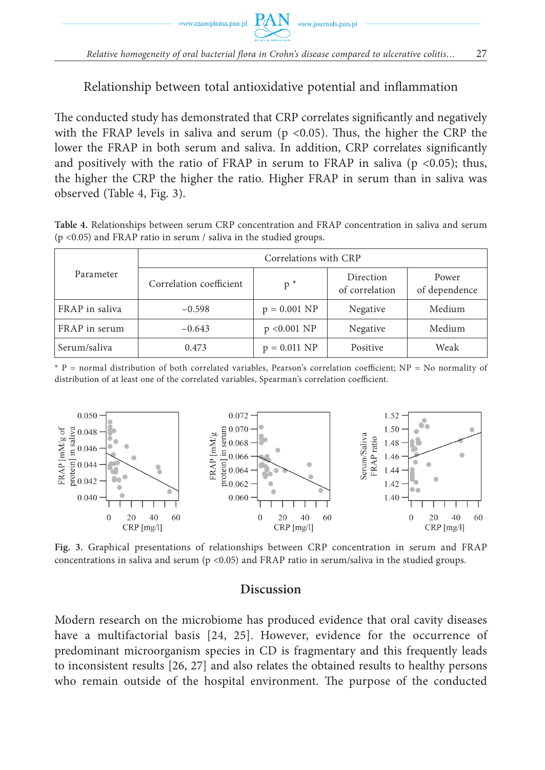### Relationship between total antioxidative potential and inflammation

The conducted study has demonstrated that CRP correlates significantly and negatively with the FRAP levels in saliva and serum ($p < 0.05$). Thus, the higher the CRP the lower the FRAP in both serum and saliva. In addition, CRP correlates significantly and positively with the ratio of FRAP in serum to FRAP in saliva ($p < 0.05$); thus, the higher the CRP the higher the ratio. Higher FRAP in serum than in saliva was observed (Table 4, Fig. 3).

**Table 4.** Relationships between serum CRP concentration and FRAP concentration in saliva and serum ($p < 0.05$) and FRAP ratio in serum / saliva in the studied groups.

| Parameter | Correlations with CRP | | | |
|---|---|---|---|---|
| | Correlation coefficient | p * | Direction of correlation | Power of dependence |
| FRAP in saliva | −0.598 | p = 0.001 NP | Negative | Medium |
| FRAP in serum | −0.643 | p <0.001 NP | Negative | Medium |
| Serum/saliva | 0.473 | p = 0.011 NP | Positive | Weak |

* P = normal distribution of both correlated variables, Pearson's correlation coefficient; NP = No normality of distribution of at least one of the correlated variables, Spearman's correlation coefficient.

**Fig. 3.** Graphical presentations of relationships between CRP concentration in serum and FRAP concentrations in saliva and serum ($p < 0.05$) and FRAP ratio in serum/saliva in the studied groups.

## Discussion

Modern research on the microbiome has produced evidence that oral cavity diseases have a multifactorial basis [24, 25]. However, evidence for the occurrence of predominant microorganism species in CD is fragmentary and this frequently leads to inconsistent results [26, 27] and also relates the obtained results to healthy persons who remain outside of the hospital environment. The purpose of the conducted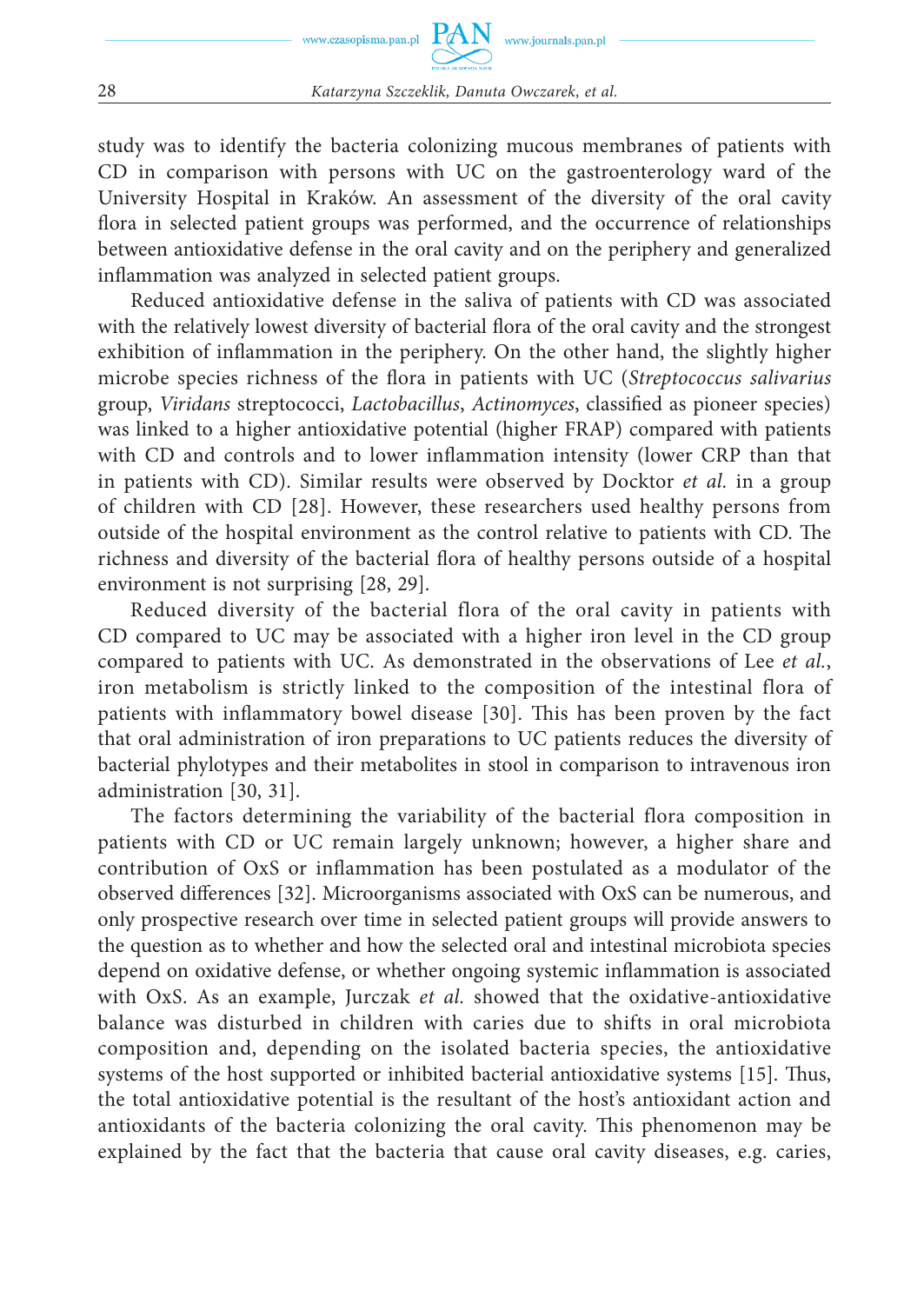study was to identify the bacteria colonizing mucous membranes of patients with CD in comparison with persons with UC on the gastroenterology ward of the University Hospital in Kraków. An assessment of the diversity of the oral cavity flora in selected patient groups was performed, and the occurrence of relationships between antioxidative defense in the oral cavity and on the periphery and generalized inflammation was analyzed in selected patient groups.

Reduced antioxidative defense in the saliva of patients with CD was associated with the relatively lowest diversity of bacterial flora of the oral cavity and the strongest exhibition of inflammation in the periphery. On the other hand, the slightly higher microbe species richness of the flora in patients with UC (*Streptococcus salivarius* group, *Viridans* streptococci, *Lactobacillus*, *Actinomyces*, classified as pioneer species) was linked to a higher antioxidative potential (higher FRAP) compared with patients with CD and controls and to lower inflammation intensity (lower CRP than that in patients with CD). Similar results were observed by Docktor *et al.* in a group of children with CD [28]. However, these researchers used healthy persons from outside of the hospital environment as the control relative to patients with CD. The richness and diversity of the bacterial flora of healthy persons outside of a hospital environment is not surprising [28, 29].

Reduced diversity of the bacterial flora of the oral cavity in patients with CD compared to UC may be associated with a higher iron level in the CD group compared to patients with UC. As demonstrated in the observations of Lee *et al.*, iron metabolism is strictly linked to the composition of the intestinal flora of patients with inflammatory bowel disease [30]. This has been proven by the fact that oral administration of iron preparations to UC patients reduces the diversity of bacterial phylotypes and their metabolites in stool in comparison to intravenous iron administration [30, 31].

The factors determining the variability of the bacterial flora composition in patients with CD or UC remain largely unknown; however, a higher share and contribution of OxS or inflammation has been postulated as a modulator of the observed differences [32]. Microorganisms associated with OxS can be numerous, and only prospective research over time in selected patient groups will provide answers to the question as to whether and how the selected oral and intestinal microbiota species depend on oxidative defense, or whether ongoing systemic inflammation is associated with OxS. As an example, Jurczak *et al.* showed that the oxidative-antioxidative balance was disturbed in children with caries due to shifts in oral microbiota composition and, depending on the isolated bacteria species, the antioxidative systems of the host supported or inhibited bacterial antioxidative systems [15]. Thus, the total antioxidative potential is the resultant of the host's antioxidant action and antioxidants of the bacteria colonizing the oral cavity. This phenomenon may be explained by the fact that the bacteria that cause oral cavity diseases, e.g. caries,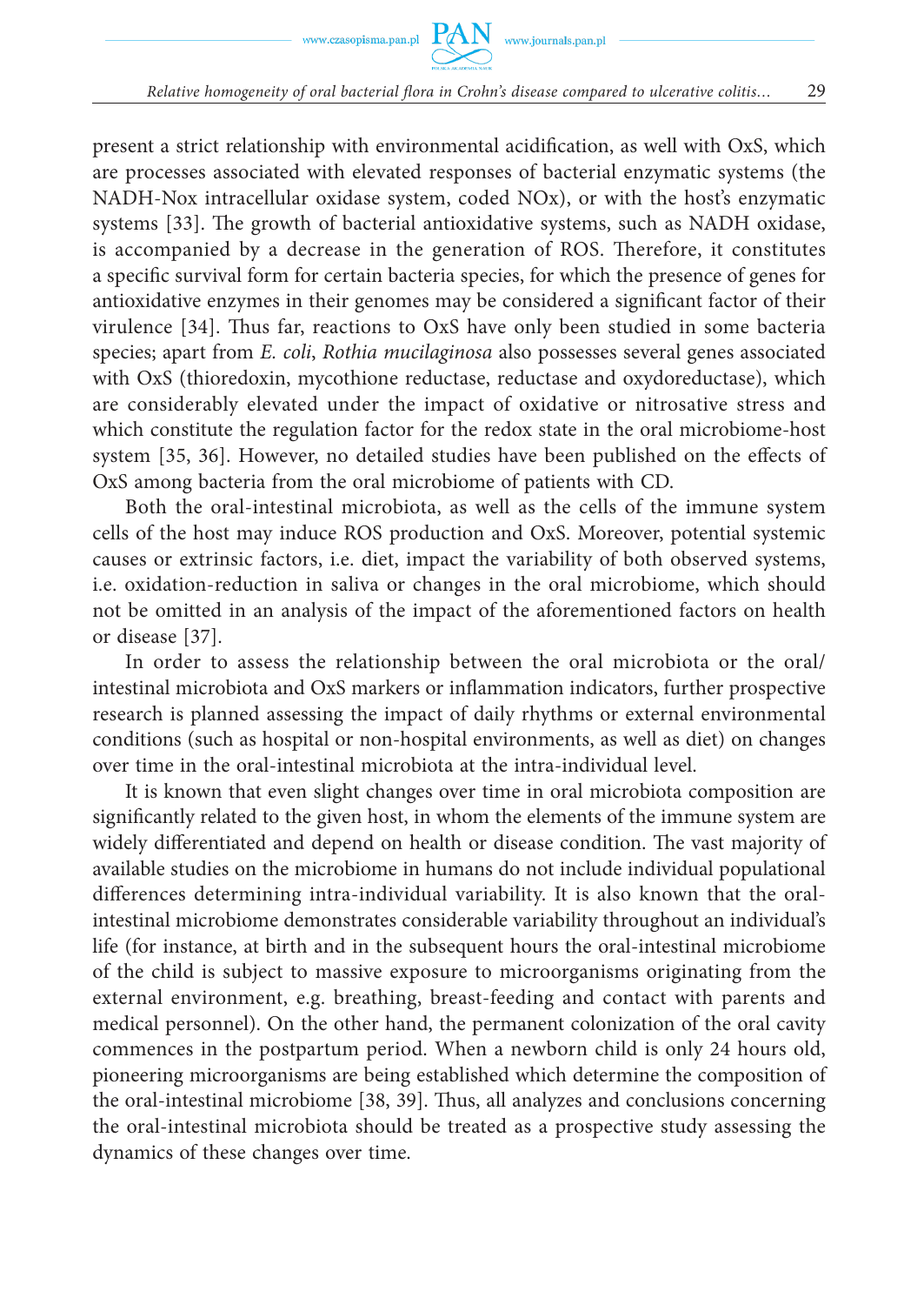present a strict relationship with environmental acidification, as well with OxS, which are processes associated with elevated responses of bacterial enzymatic systems (the NADH-Nox intracellular oxidase system, coded NOx), or with the host's enzymatic systems [33]. The growth of bacterial antioxidative systems, such as NADH oxidase, is accompanied by a decrease in the generation of ROS. Therefore, it constitutes a specific survival form for certain bacteria species, for which the presence of genes for antioxidative enzymes in their genomes may be considered a significant factor of their virulence [34]. Thus far, reactions to OxS have only been studied in some bacteria species; apart from *E. coli*, *Rothia mucilaginosa* also possesses several genes associated with OxS (thioredoxin, mycothione reductase, reductase and oxydoreductase), which are considerably elevated under the impact of oxidative or nitrosative stress and which constitute the regulation factor for the redox state in the oral microbiome-host system [35, 36]. However, no detailed studies have been published on the effects of OxS among bacteria from the oral microbiome of patients with CD.

Both the oral-intestinal microbiota, as well as the cells of the immune system cells of the host may induce ROS production and OxS. Moreover, potential systemic causes or extrinsic factors, i.e. diet, impact the variability of both observed systems, i.e. oxidation-reduction in saliva or changes in the oral microbiome, which should not be omitted in an analysis of the impact of the aforementioned factors on health or disease [37].

In order to assess the relationship between the oral microbiota or the oral/ intestinal microbiota and OxS markers or inflammation indicators, further prospective research is planned assessing the impact of daily rhythms or external environmental conditions (such as hospital or non-hospital environments, as well as diet) on changes over time in the oral-intestinal microbiota at the intra-individual level.

It is known that even slight changes over time in oral microbiota composition are significantly related to the given host, in whom the elements of the immune system are widely differentiated and depend on health or disease condition. The vast majority of available studies on the microbiome in humans do not include individual populational differences determining intra-individual variability. It is also known that the oral-intestinal microbiome demonstrates considerable variability throughout an individual's life (for instance, at birth and in the subsequent hours the oral-intestinal microbiome of the child is subject to massive exposure to microorganisms originating from the external environment, e.g. breathing, breast-feeding and contact with parents and medical personnel). On the other hand, the permanent colonization of the oral cavity commences in the postpartum period. When a newborn child is only 24 hours old, pioneering microorganisms are being established which determine the composition of the oral-intestinal microbiome [38, 39]. Thus, all analyzes and conclusions concerning the oral-intestinal microbiota should be treated as a prospective study assessing the dynamics of these changes over time.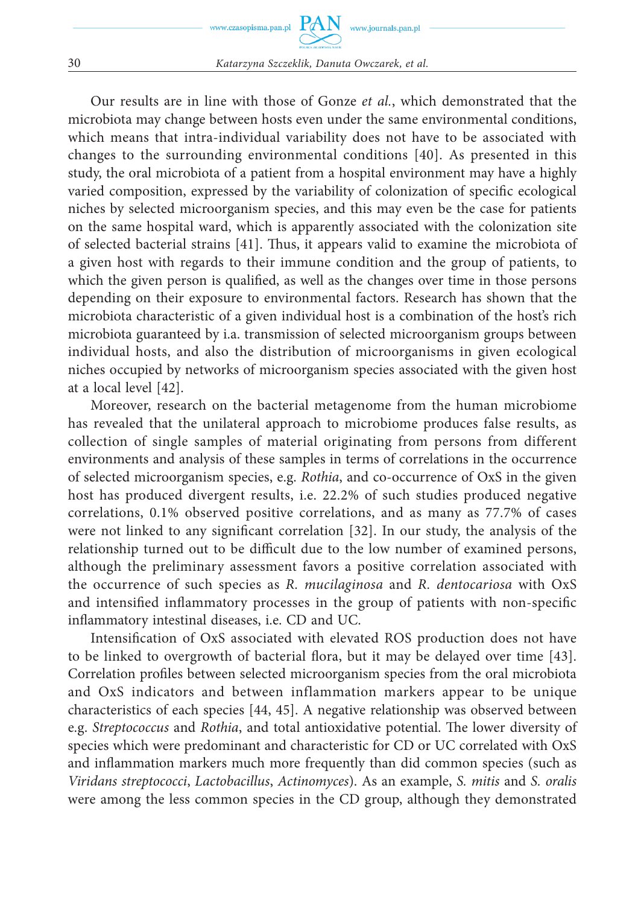Our results are in line with those of Gonze *et al.*, which demonstrated that the microbiota may change between hosts even under the same environmental conditions, which means that intra-individual variability does not have to be associated with changes to the surrounding environmental conditions [40]. As presented in this study, the oral microbiota of a patient from a hospital environment may have a highly varied composition, expressed by the variability of colonization of specific ecological niches by selected microorganism species, and this may even be the case for patients on the same hospital ward, which is apparently associated with the colonization site of selected bacterial strains [41]. Thus, it appears valid to examine the microbiota of a given host with regards to their immune condition and the group of patients, to which the given person is qualified, as well as the changes over time in those persons depending on their exposure to environmental factors. Research has shown that the microbiota characteristic of a given individual host is a combination of the host's rich microbiota guaranteed by i.a. transmission of selected microorganism groups between individual hosts, and also the distribution of microorganisms in given ecological niches occupied by networks of microorganism species associated with the given host at a local level [42].

Moreover, research on the bacterial metagenome from the human microbiome has revealed that the unilateral approach to microbiome produces false results, as collection of single samples of material originating from persons from different environments and analysis of these samples in terms of correlations in the occurrence of selected microorganism species, e.g. *Rothia*, and co-occurrence of OxS in the given host has produced divergent results, i.e. 22.2% of such studies produced negative correlations, 0.1% observed positive correlations, and as many as 77.7% of cases were not linked to any significant correlation [32]. In our study, the analysis of the relationship turned out to be difficult due to the low number of examined persons, although the preliminary assessment favors a positive correlation associated with the occurrence of such species as *R. mucilaginosa* and *R. dentocariosa* with OxS and intensified inflammatory processes in the group of patients with non-specific inflammatory intestinal diseases, i.e. CD and UC.

Intensification of OxS associated with elevated ROS production does not have to be linked to overgrowth of bacterial flora, but it may be delayed over time [43]. Correlation profiles between selected microorganism species from the oral microbiota and OxS indicators and between inflammation markers appear to be unique characteristics of each species [44, 45]. A negative relationship was observed between e.g. *Streptococcus* and *Rothia*, and total antioxidative potential. The lower diversity of species which were predominant and characteristic for CD or UC correlated with OxS and inflammation markers much more frequently than did common species (such as *Viridans streptococci*, *Lactobacillus*, *Actinomyces*). As an example, *S. mitis* and *S. oralis* were among the less common species in the CD group, although they demonstrated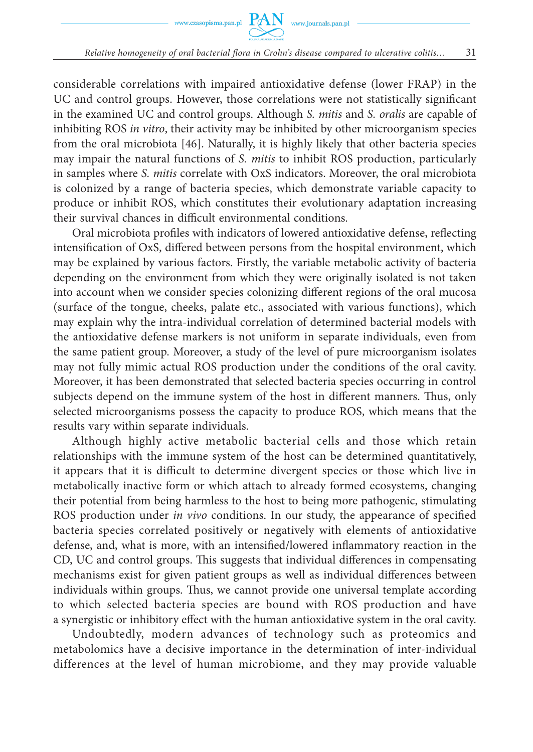considerable correlations with impaired antioxidative defense (lower FRAP) in the UC and control groups. However, those correlations were not statistically significant in the examined UC and control groups. Although *S. mitis* and *S. oralis* are capable of inhibiting ROS *in vitro*, their activity may be inhibited by other microorganism species from the oral microbiota [46]. Naturally, it is highly likely that other bacteria species may impair the natural functions of *S. mitis* to inhibit ROS production, particularly in samples where *S. mitis* correlate with OxS indicators. Moreover, the oral microbiota is colonized by a range of bacteria species, which demonstrate variable capacity to produce or inhibit ROS, which constitutes their evolutionary adaptation increasing their survival chances in difficult environmental conditions.

Oral microbiota profiles with indicators of lowered antioxidative defense, reflecting intensification of OxS, differed between persons from the hospital environment, which may be explained by various factors. Firstly, the variable metabolic activity of bacteria depending on the environment from which they were originally isolated is not taken into account when we consider species colonizing different regions of the oral mucosa (surface of the tongue, cheeks, palate etc., associated with various functions), which may explain why the intra-individual correlation of determined bacterial models with the antioxidative defense markers is not uniform in separate individuals, even from the same patient group. Moreover, a study of the level of pure microorganism isolates may not fully mimic actual ROS production under the conditions of the oral cavity. Moreover, it has been demonstrated that selected bacteria species occurring in control subjects depend on the immune system of the host in different manners. Thus, only selected microorganisms possess the capacity to produce ROS, which means that the results vary within separate individuals.

Although highly active metabolic bacterial cells and those which retain relationships with the immune system of the host can be determined quantitatively, it appears that it is difficult to determine divergent species or those which live in metabolically inactive form or which attach to already formed ecosystems, changing their potential from being harmless to the host to being more pathogenic, stimulating ROS production under *in vivo* conditions. In our study, the appearance of specified bacteria species correlated positively or negatively with elements of antioxidative defense, and, what is more, with an intensified/lowered inflammatory reaction in the CD, UC and control groups. This suggests that individual differences in compensating mechanisms exist for given patient groups as well as individual differences between individuals within groups. Thus, we cannot provide one universal template according to which selected bacteria species are bound with ROS production and have a synergistic or inhibitory effect with the human antioxidative system in the oral cavity.

Undoubtedly, modern advances of technology such as proteomics and metabolomics have a decisive importance in the determination of inter-individual differences at the level of human microbiome, and they may provide valuable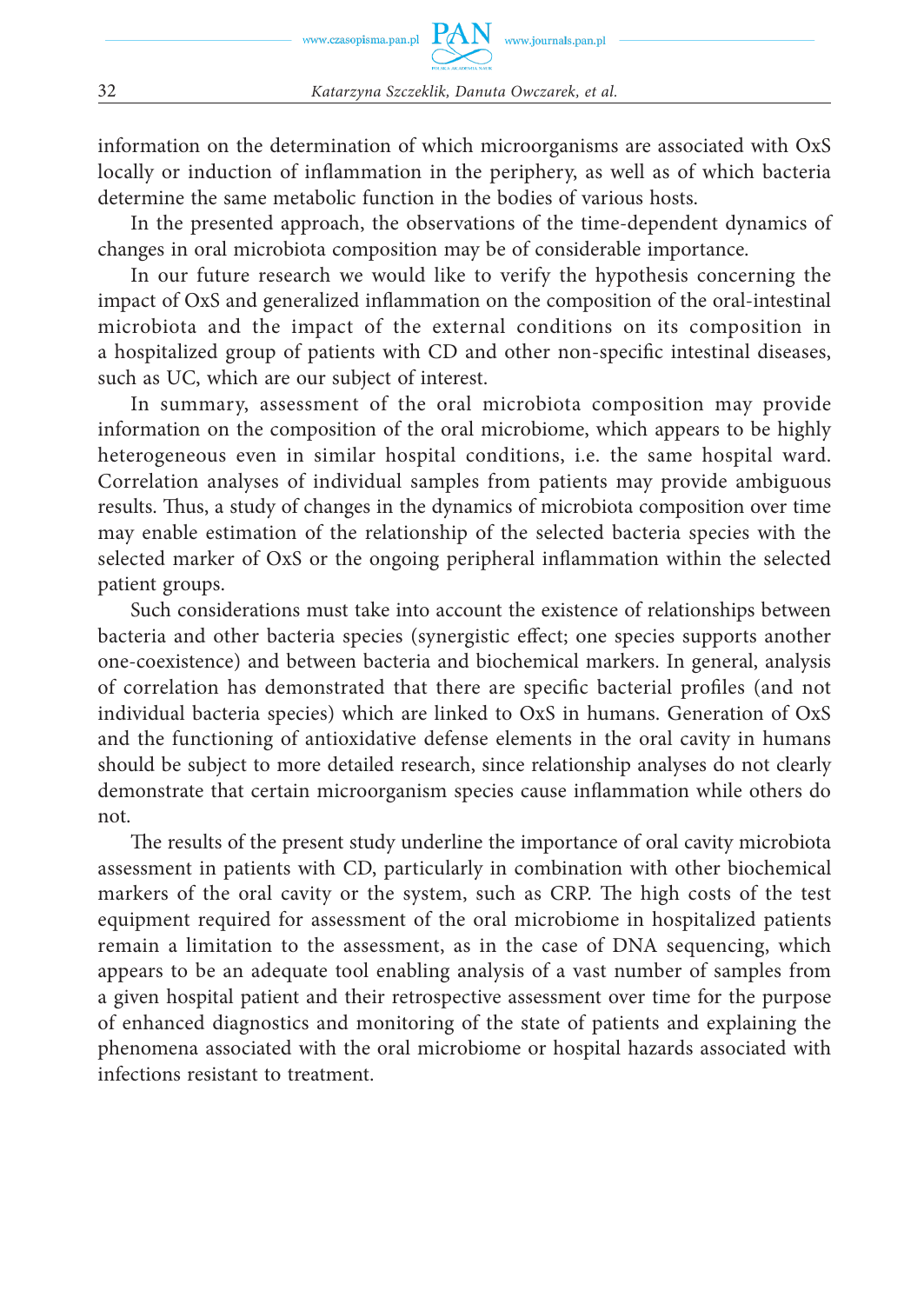information on the determination of which microorganisms are associated with OxS locally or induction of inflammation in the periphery, as well as of which bacteria determine the same metabolic function in the bodies of various hosts.

In the presented approach, the observations of the time-dependent dynamics of changes in oral microbiota composition may be of considerable importance.

In our future research we would like to verify the hypothesis concerning the impact of OxS and generalized inflammation on the composition of the oral-intestinal microbiota and the impact of the external conditions on its composition in a hospitalized group of patients with CD and other non-specific intestinal diseases, such as UC, which are our subject of interest.

In summary, assessment of the oral microbiota composition may provide information on the composition of the oral microbiome, which appears to be highly heterogeneous even in similar hospital conditions, i.e. the same hospital ward. Correlation analyses of individual samples from patients may provide ambiguous results. Thus, a study of changes in the dynamics of microbiota composition over time may enable estimation of the relationship of the selected bacteria species with the selected marker of OxS or the ongoing peripheral inflammation within the selected patient groups.

Such considerations must take into account the existence of relationships between bacteria and other bacteria species (synergistic effect; one species supports another one-coexistence) and between bacteria and biochemical markers. In general, analysis of correlation has demonstrated that there are specific bacterial profiles (and not individual bacteria species) which are linked to OxS in humans. Generation of OxS and the functioning of antioxidative defense elements in the oral cavity in humans should be subject to more detailed research, since relationship analyses do not clearly demonstrate that certain microorganism species cause inflammation while others do not.

The results of the present study underline the importance of oral cavity microbiota assessment in patients with CD, particularly in combination with other biochemical markers of the oral cavity or the system, such as CRP. The high costs of the test equipment required for assessment of the oral microbiome in hospitalized patients remain a limitation to the assessment, as in the case of DNA sequencing, which appears to be an adequate tool enabling analysis of a vast number of samples from a given hospital patient and their retrospective assessment over time for the purpose of enhanced diagnostics and monitoring of the state of patients and explaining the phenomena associated with the oral microbiome or hospital hazards associated with infections resistant to treatment.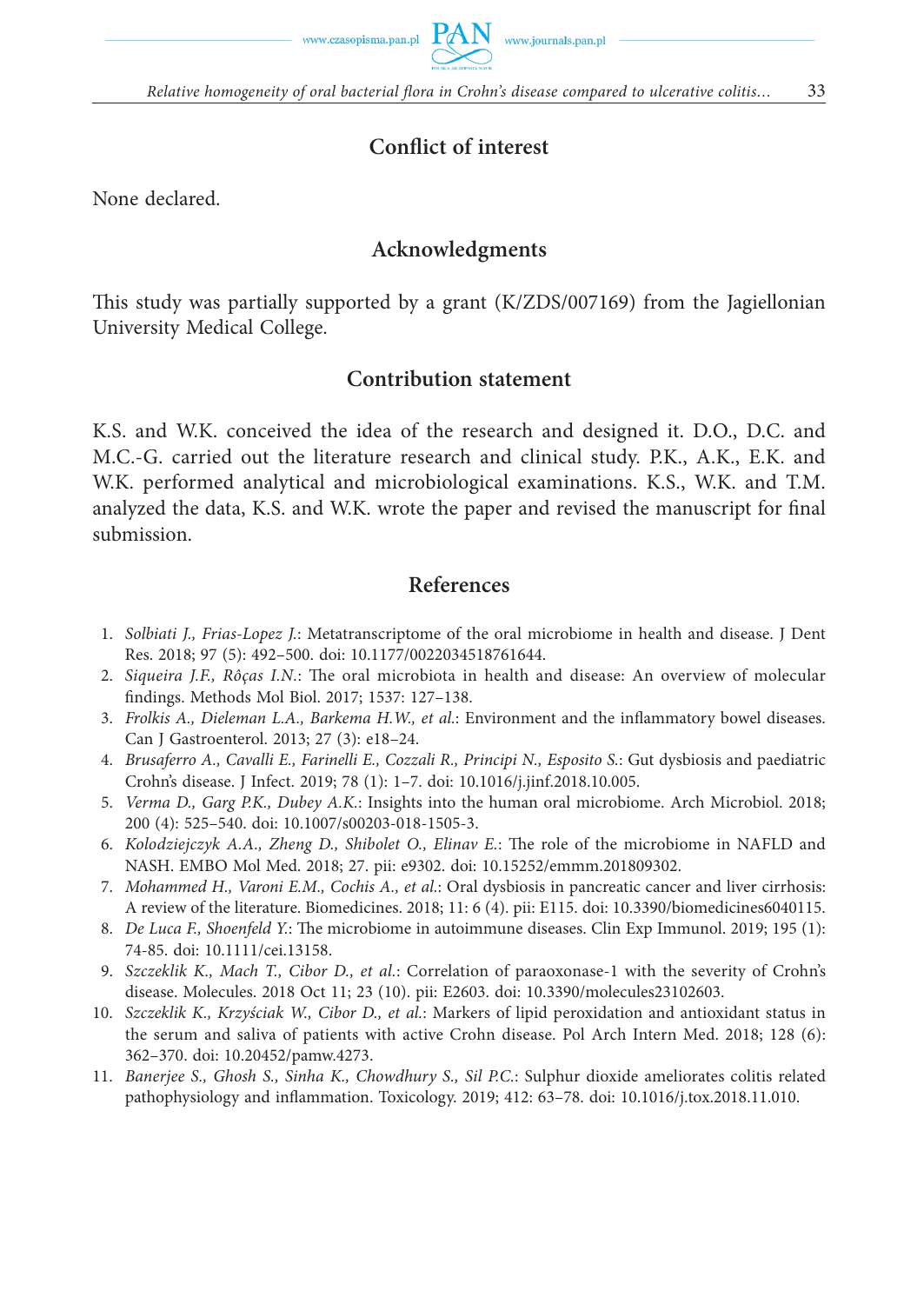## Conflict of interest

None declared.

## Acknowledgments

This study was partially supported by a grant (K/ZDS/007169) from the Jagiellonian University Medical College.

## Contribution statement

K.S. and W.K. conceived the idea of the research and designed it. D.O., D.C. and M.C.-G. carried out the literature research and clinical study. P.K., A.K., E.K. and W.K. performed analytical and microbiological examinations. K.S., W.K. and T.M. analyzed the data, K.S. and W.K. wrote the paper and revised the manuscript for final submission.

## References

1. *Solbiati J., Frias-Lopez J.*: Metatranscriptome of the oral microbiome in health and disease. J Dent Res. 2018; 97 (5): 492–500. doi: 10.1177/0022034518761644.
2. *Siqueira J.F., Rôças I.N.*: The oral microbiota in health and disease: An overview of molecular findings. Methods Mol Biol. 2017; 1537: 127–138.
3. *Frolkis A., Dieleman L.A., Barkema H.W., et al.*: Environment and the inflammatory bowel diseases. Can J Gastroenterol. 2013; 27 (3): e18–24.
4. *Brusaferro A., Cavalli E., Farinelli E., Cozzali R., Principi N., Esposito S.*: Gut dysbiosis and paediatric Crohn's disease. J Infect. 2019; 78 (1): 1–7. doi: 10.1016/j.jinf.2018.10.005.
5. *Verma D., Garg P.K., Dubey A.K.*: Insights into the human oral microbiome. Arch Microbiol. 2018; 200 (4): 525–540. doi: 10.1007/s00203-018-1505-3.
6. *Kolodziejczyk A.A., Zheng D., Shibolet O., Elinav E.*: The role of the microbiome in NAFLD and NASH. EMBO Mol Med. 2018; 27. pii: e9302. doi: 10.15252/emmm.201809302.
7. *Mohammed H., Varoni E.M., Cochis A., et al.*: Oral dysbiosis in pancreatic cancer and liver cirrhosis: A review of the literature. Biomedicines. 2018; 11: 6 (4). pii: E115. doi: 10.3390/biomedicines6040115.
8. *De Luca F., Shoenfeld Y.*: The microbiome in autoimmune diseases. Clin Exp Immunol. 2019; 195 (1): 74-85. doi: 10.1111/cei.13158.
9. *Szczeklik K., Mach T., Cibor D., et al.*: Correlation of paraoxonase-1 with the severity of Crohn's disease. Molecules. 2018 Oct 11; 23 (10). pii: E2603. doi: 10.3390/molecules23102603.
10. *Szczeklik K., Krzyściak W., Cibor D., et al.*: Markers of lipid peroxidation and antioxidant status in the serum and saliva of patients with active Crohn disease. Pol Arch Intern Med. 2018; 128 (6): 362–370. doi: 10.20452/pamw.4273.
11. *Banerjee S., Ghosh S., Sinha K., Chowdhury S., Sil P.C.*: Sulphur dioxide ameliorates colitis related pathophysiology and inflammation. Toxicology. 2019; 412: 63–78. doi: 10.1016/j.tox.2018.11.010.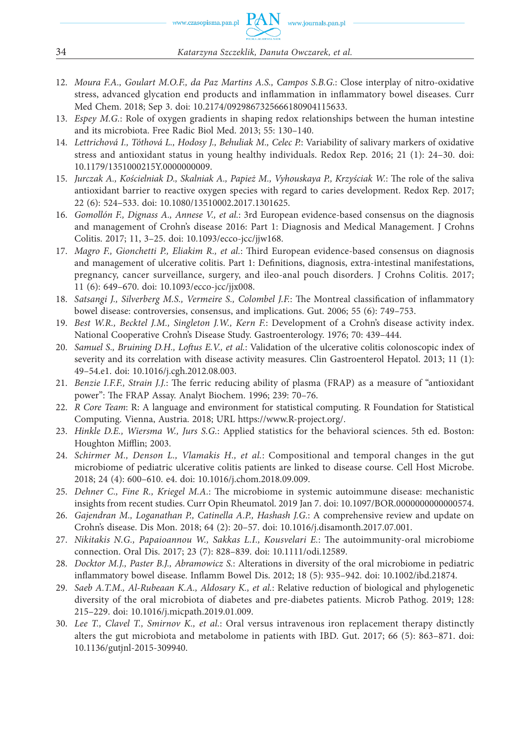12. *Moura F.A., Goulart M.O.F., da Paz Martins A.S., Campos S.B.G.*: Close interplay of nitro-oxidative stress, advanced glycation end products and inflammation in inflammatory bowel diseases. Curr Med Chem. 2018; Sep 3. doi: 10.2174/0929867325666180904115633.
13. *Espey M.G.*: Role of oxygen gradients in shaping redox relationships between the human intestine and its microbiota. Free Radic Biol Med. 2013; 55: 130–140.
14. *Lettrichová I., Tóthová L., Hodosy J., Behuliak M., Celec P.*: Variability of salivary markers of oxidative stress and antioxidant status in young healthy individuals. Redox Rep. 2016; 21 (1): 24–30. doi: 10.1179/1351000215Y.0000000009.
15. *Jurczak A., Kościelniak D., Skalniak A., Papież M., Vyhouskaya P., Krzyściak W.*: The role of the saliva antioxidant barrier to reactive oxygen species with regard to caries development. Redox Rep. 2017; 22 (6): 524–533. doi: 10.1080/13510002.2017.1301625.
16. *Gomollón F., Dignass A., Annese V., et al.*: 3rd European evidence-based consensus on the diagnosis and management of Crohn's disease 2016: Part 1: Diagnosis and Medical Management. J Crohns Colitis. 2017; 11, 3–25. doi: 10.1093/ecco-jcc/jjw168.
17. *Magro F., Gionchetti P., Eliakim R., et al.*: Third European evidence-based consensus on diagnosis and management of ulcerative colitis. Part 1: Definitions, diagnosis, extra-intestinal manifestations, pregnancy, cancer surveillance, surgery, and ileo-anal pouch disorders. J Crohns Colitis. 2017; 11 (6): 649–670. doi: 10.1093/ecco-jcc/jjx008.
18. *Satsangi J., Silverberg M.S., Vermeire S., Colombel J.F.*: The Montreal classification of inflammatory bowel disease: controversies, consensus, and implications. Gut. 2006; 55 (6): 749–753.
19. *Best W.R., Becktel J.M., Singleton J.W., Kern F.*: Development of a Crohn's disease activity index. National Cooperative Crohn's Disease Study. Gastroenterology. 1976; 70: 439–444.
20. *Samuel S., Bruining D.H., Loftus E.V., et al.*: Validation of the ulcerative colitis colonoscopic index of severity and its correlation with disease activity measures. Clin Gastroenterol Hepatol. 2013; 11 (1): 49–54.e1. doi: 10.1016/j.cgh.2012.08.003.
21. *Benzie I.F.F., Strain J.J.*: The ferric reducing ability of plasma (FRAP) as a measure of "antioxidant power": The FRAP Assay. Analyt Biochem. 1996; 239: 70–76.
22. *R Core Team*: R: A language and environment for statistical computing. R Foundation for Statistical Computing. Vienna, Austria. 2018; URL https://www.R-project.org/.
23. *Hinkle D.E., Wiersma W., Jurs S.G.*: Applied statistics for the behavioral sciences. 5th ed. Boston: Houghton Mifflin; 2003.
24. *Schirmer M., Denson L., Vlamakis H., et al.*: Compositional and temporal changes in the gut microbiome of pediatric ulcerative colitis patients are linked to disease course. Cell Host Microbe. 2018; 24 (4): 600–610. e4. doi: 10.1016/j.chom.2018.09.009.
25. *Dehner C., Fine R., Kriegel M.A.*: The microbiome in systemic autoimmune disease: mechanistic insights from recent studies. Curr Opin Rheumatol. 2019 Jan 7. doi: 10.1097/BOR.0000000000000574.
26. *Gajendran M., Loganathan P., Catinella A.P., Hashash J.G.*: A comprehensive review and update on Crohn's disease. Dis Mon. 2018; 64 (2): 20–57. doi: 10.1016/j.disamonth.2017.07.001.
27. *Nikitakis N.G., Papaioannou W., Sakkas L.I., Kousvelari E.*: The autoimmunity-oral microbiome connection. Oral Dis. 2017; 23 (7): 828–839. doi: 10.1111/odi.12589.
28. *Docktor M.J., Paster B.J., Abramowicz S.*: Alterations in diversity of the oral microbiome in pediatric inflammatory bowel disease. Inflamm Bowel Dis. 2012; 18 (5): 935–942. doi: 10.1002/ibd.21874.
29. *Saeb A.T.M., Al-Rubeaan K.A., Aldosary K., et al.*: Relative reduction of biological and phylogenetic diversity of the oral microbiota of diabetes and pre-diabetes patients. Microb Pathog. 2019; 128: 215–229. doi: 10.1016/j.micpath.2019.01.009.
30. *Lee T., Clavel T., Smirnov K., et al.*: Oral versus intravenous iron replacement therapy distinctly alters the gut microbiota and metabolome in patients with IBD. Gut. 2017; 66 (5): 863–871. doi: 10.1136/gutjnl-2015-309940.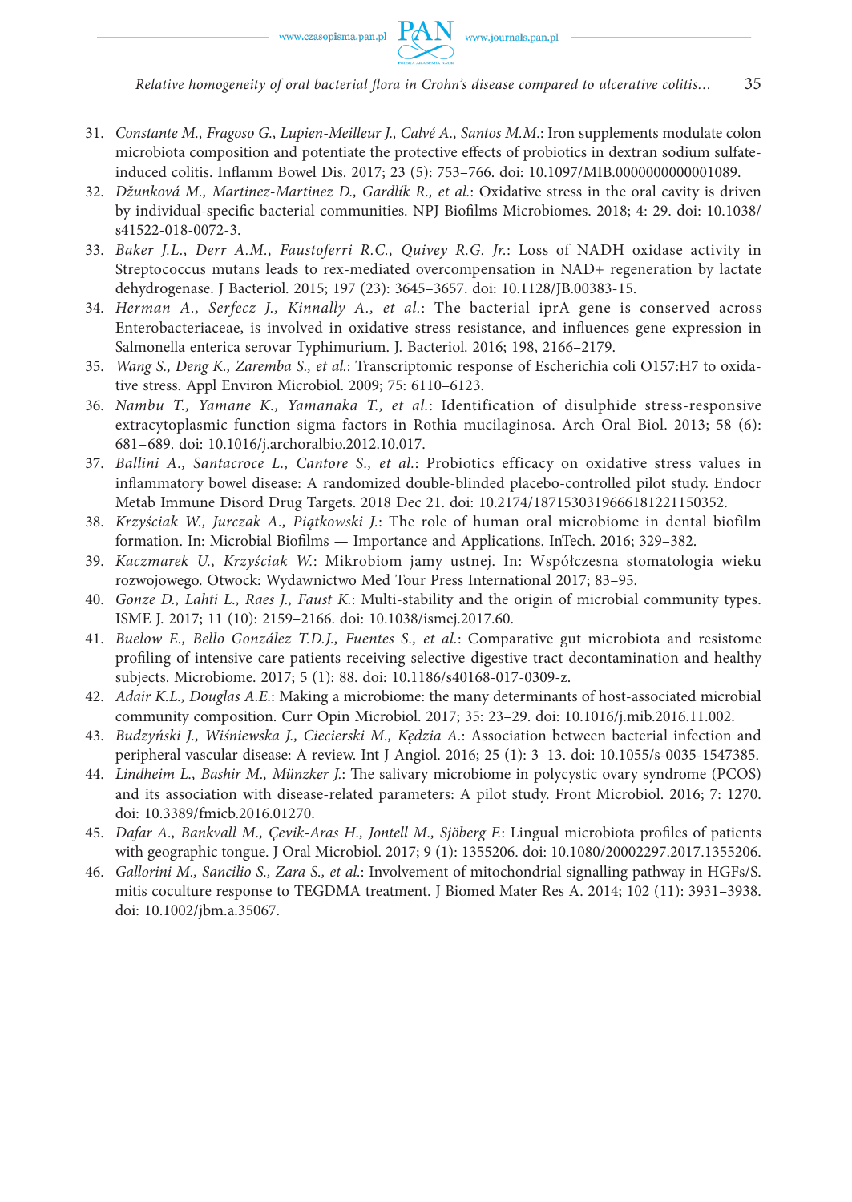31. *Constante M., Fragoso G., Lupien-Meilleur J., Calvé A., Santos M.M.*: Iron supplements modulate colon microbiota composition and potentiate the protective effects of probiotics in dextran sodium sulfate-induced colitis. Inflamm Bowel Dis. 2017; 23 (5): 753–766. doi: 10.1097/MIB.0000000000001089.
32. *Džunková M., Martinez-Martinez D., Gardlík R., et al.*: Oxidative stress in the oral cavity is driven by individual-specific bacterial communities. NPJ Biofilms Microbiomes. 2018; 4: 29. doi: 10.1038/s41522-018-0072-3.
33. *Baker J.L., Derr A.M., Faustoferri R.C., Quivey R.G. Jr.*: Loss of NADH oxidase activity in Streptococcus mutans leads to rex-mediated overcompensation in NAD+ regeneration by lactate dehydrogenase. J Bacteriol. 2015; 197 (23): 3645–3657. doi: 10.1128/JB.00383-15.
34. *Herman A., Serfecz J., Kinnally A., et al.*: The bacterial iprA gene is conserved across Enterobacteriaceae, is involved in oxidative stress resistance, and influences gene expression in Salmonella enterica serovar Typhimurium. J. Bacteriol. 2016; 198, 2166–2179.
35. *Wang S., Deng K., Zaremba S., et al.*: Transcriptomic response of Escherichia coli O157:H7 to oxidative stress. Appl Environ Microbiol. 2009; 75: 6110–6123.
36. *Nambu T., Yamane K., Yamanaka T., et al.*: Identification of disulphide stress-responsive extracytoplasmic function sigma factors in Rothia mucilaginosa. Arch Oral Biol. 2013; 58 (6): 681–689. doi: 10.1016/j.archoralbio.2012.10.017.
37. *Ballini A., Santacroce L., Cantore S., et al.*: Probiotics efficacy on oxidative stress values in inflammatory bowel disease: A randomized double-blinded placebo-controlled pilot study. Endocr Metab Immune Disord Drug Targets. 2018 Dec 21. doi: 10.2174/1871530319666181221150352.
38. *Krzyściak W., Jurczak A., Piątkowski J.*: The role of human oral microbiome in dental biofilm formation. In: Microbial Biofilms — Importance and Applications. InTech. 2016; 329–382.
39. *Kaczmarek U., Krzyściak W.*: Mikrobiom jamy ustnej. In: Współczesna stomatologia wieku rozwojowego. Otwock: Wydawnictwo Med Tour Press International 2017; 83–95.
40. *Gonze D., Lahti L., Raes J., Faust K.*: Multi-stability and the origin of microbial community types. ISME J. 2017; 11 (10): 2159–2166. doi: 10.1038/ismej.2017.60.
41. *Buelow E., Bello González T.D.J., Fuentes S., et al.*: Comparative gut microbiota and resistome profiling of intensive care patients receiving selective digestive tract decontamination and healthy subjects. Microbiome. 2017; 5 (1): 88. doi: 10.1186/s40168-017-0309-z.
42. *Adair K.L., Douglas A.E.*: Making a microbiome: the many determinants of host-associated microbial community composition. Curr Opin Microbiol. 2017; 35: 23–29. doi: 10.1016/j.mib.2016.11.002.
43. *Budzyński J., Wiśniewska J., Ciecierski M., Kędzia A.*: Association between bacterial infection and peripheral vascular disease: A review. Int J Angiol. 2016; 25 (1): 3–13. doi: 10.1055/s-0035-1547385.
44. *Lindheim L., Bashir M., Münzker J.*: The salivary microbiome in polycystic ovary syndrome (PCOS) and its association with disease-related parameters: A pilot study. Front Microbiol. 2016; 7: 1270. doi: 10.3389/fmicb.2016.01270.
45. *Dafar A., Bankvall M., Çevik-Aras H., Jontell M., Sjöberg F.*: Lingual microbiota profiles of patients with geographic tongue. J Oral Microbiol. 2017; 9 (1): 1355206. doi: 10.1080/20002297.2017.1355206.
46. *Gallorini M., Sancilio S., Zara S., et al.*: Involvement of mitochondrial signalling pathway in HGFs/S. mitis coculture response to TEGDMA treatment. J Biomed Mater Res A. 2014; 102 (11): 3931–3938. doi: 10.1002/jbm.a.35067.